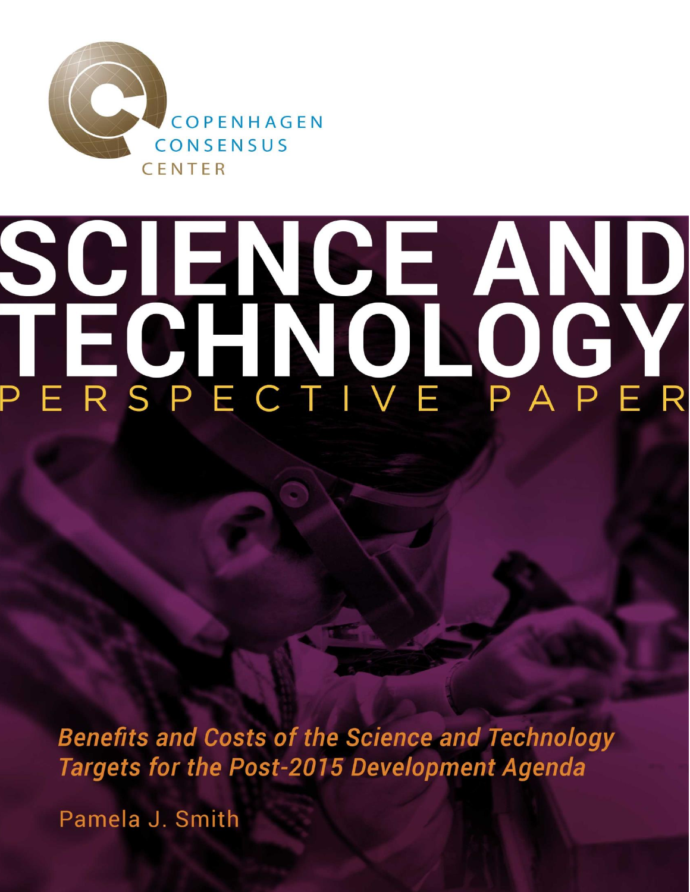COPENHAGEN CONSENSUS CENTER

# SCIENCE AND TECHNOLOGY

## PERSPECTIVE PAPER

***Benefits and Costs of the Science and Technology Targets for the Post-2015 Development Agenda***

Pamela J. Smith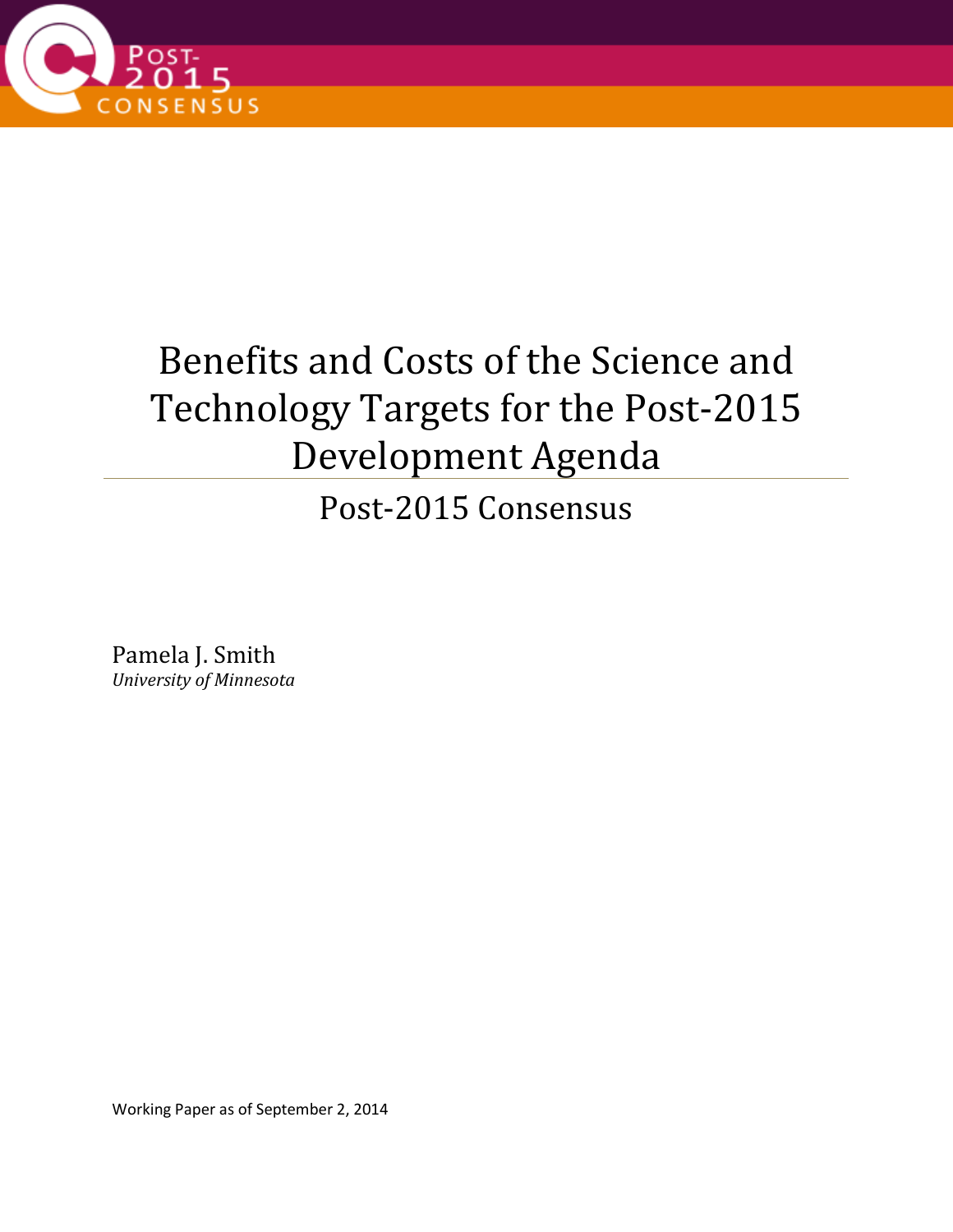# Benefits and Costs of the Science and Technology Targets for the Post-2015 Development Agenda

## Post-2015 Consensus

Pamela J. Smith
*University of Minnesota*

Working Paper as of September 2, 2014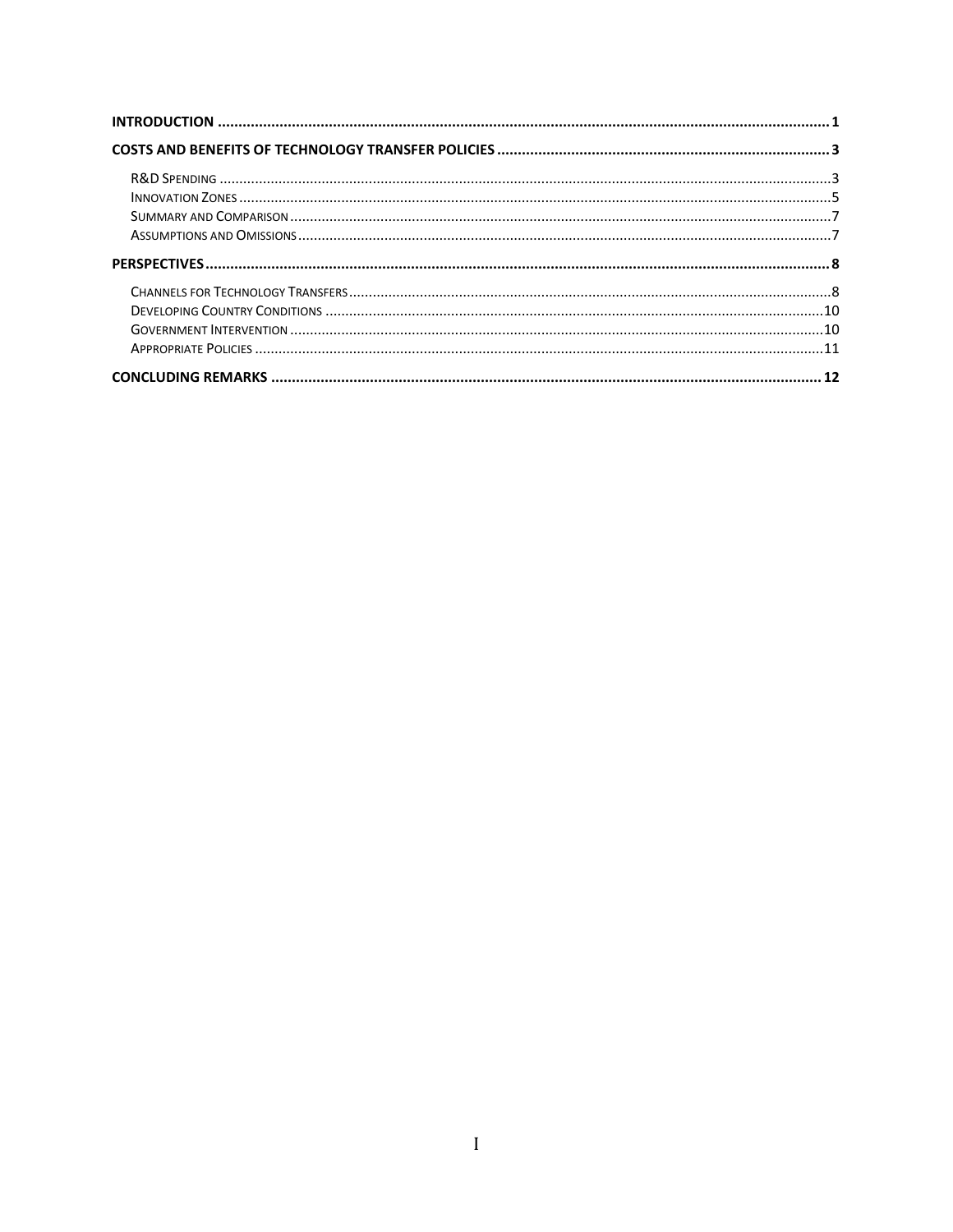**INTRODUCTION** .......... 1

**COSTS AND BENEFITS OF TECHNOLOGY TRANSFER POLICIES** .......... 3

- R&D Spending .......... 3
- Innovation Zones .......... 5
- Summary and Comparison .......... 7
- Assumptions and Omissions .......... 7

**PERSPECTIVES** .......... 8

- Channels for Technology Transfers .......... 8
- Developing Country Conditions .......... 10
- Government Intervention .......... 10
- Appropriate Policies .......... 11

**CONCLUDING REMARKS** .......... 12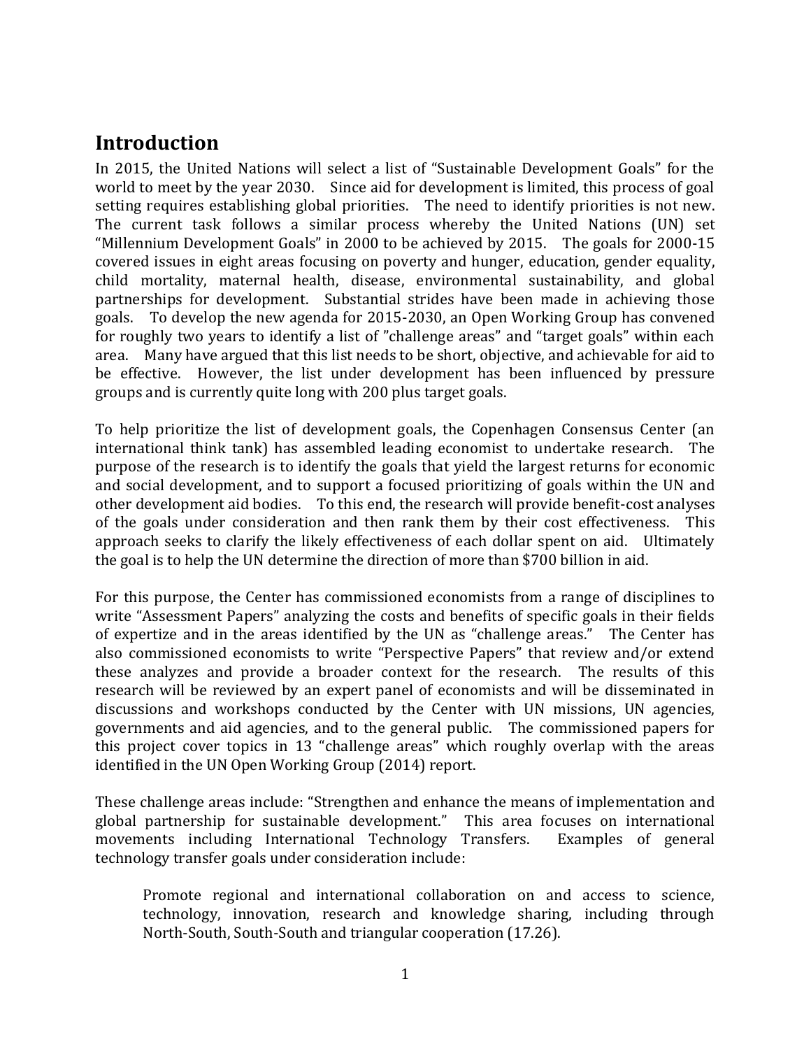## Introduction

In 2015, the United Nations will select a list of "Sustainable Development Goals" for the world to meet by the year 2030. Since aid for development is limited, this process of goal setting requires establishing global priorities. The need to identify priorities is not new. The current task follows a similar process whereby the United Nations (UN) set "Millennium Development Goals" in 2000 to be achieved by 2015. The goals for 2000-15 covered issues in eight areas focusing on poverty and hunger, education, gender equality, child mortality, maternal health, disease, environmental sustainability, and global partnerships for development. Substantial strides have been made in achieving those goals. To develop the new agenda for 2015-2030, an Open Working Group has convened for roughly two years to identify a list of "challenge areas" and "target goals" within each area. Many have argued that this list needs to be short, objective, and achievable for aid to be effective. However, the list under development has been influenced by pressure groups and is currently quite long with 200 plus target goals.

To help prioritize the list of development goals, the Copenhagen Consensus Center (an international think tank) has assembled leading economist to undertake research. The purpose of the research is to identify the goals that yield the largest returns for economic and social development, and to support a focused prioritizing of goals within the UN and other development aid bodies. To this end, the research will provide benefit-cost analyses of the goals under consideration and then rank them by their cost effectiveness. This approach seeks to clarify the likely effectiveness of each dollar spent on aid. Ultimately the goal is to help the UN determine the direction of more than $700 billion in aid.

For this purpose, the Center has commissioned economists from a range of disciplines to write "Assessment Papers" analyzing the costs and benefits of specific goals in their fields of expertize and in the areas identified by the UN as "challenge areas." The Center has also commissioned economists to write "Perspective Papers" that review and/or extend these analyzes and provide a broader context for the research. The results of this research will be reviewed by an expert panel of economists and will be disseminated in discussions and workshops conducted by the Center with UN missions, UN agencies, governments and aid agencies, and to the general public. The commissioned papers for this project cover topics in 13 "challenge areas" which roughly overlap with the areas identified in the UN Open Working Group (2014) report.

These challenge areas include: "Strengthen and enhance the means of implementation and global partnership for sustainable development." This area focuses on international movements including International Technology Transfers. Examples of general technology transfer goals under consideration include:

> Promote regional and international collaboration on and access to science, technology, innovation, research and knowledge sharing, including through North-South, South-South and triangular cooperation (17.26).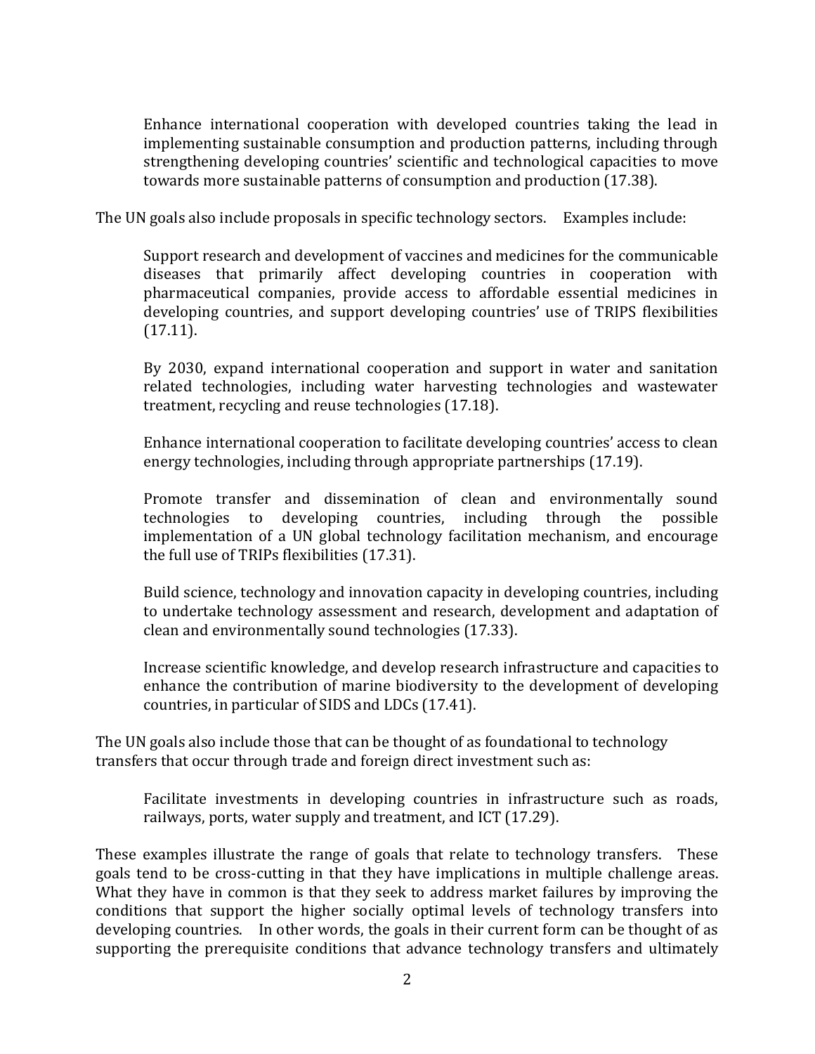> Enhance international cooperation with developed countries taking the lead in implementing sustainable consumption and production patterns, including through strengthening developing countries' scientific and technological capacities to move towards more sustainable patterns of consumption and production (17.38).

The UN goals also include proposals in specific technology sectors. Examples include:

> Support research and development of vaccines and medicines for the communicable diseases that primarily affect developing countries in cooperation with pharmaceutical companies, provide access to affordable essential medicines in developing countries, and support developing countries' use of TRIPS flexibilities (17.11).
>
> By 2030, expand international cooperation and support in water and sanitation related technologies, including water harvesting technologies and wastewater treatment, recycling and reuse technologies (17.18).
>
> Enhance international cooperation to facilitate developing countries' access to clean energy technologies, including through appropriate partnerships (17.19).
>
> Promote transfer and dissemination of clean and environmentally sound technologies to developing countries, including through the possible implementation of a UN global technology facilitation mechanism, and encourage the full use of TRIPs flexibilities (17.31).
>
> Build science, technology and innovation capacity in developing countries, including to undertake technology assessment and research, development and adaptation of clean and environmentally sound technologies (17.33).
>
> Increase scientific knowledge, and develop research infrastructure and capacities to enhance the contribution of marine biodiversity to the development of developing countries, in particular of SIDS and LDCs (17.41).

The UN goals also include those that can be thought of as foundational to technology transfers that occur through trade and foreign direct investment such as:

> Facilitate investments in developing countries in infrastructure such as roads, railways, ports, water supply and treatment, and ICT (17.29).

These examples illustrate the range of goals that relate to technology transfers. These goals tend to be cross-cutting in that they have implications in multiple challenge areas. What they have in common is that they seek to address market failures by improving the conditions that support the higher socially optimal levels of technology transfers into developing countries. In other words, the goals in their current form can be thought of as supporting the prerequisite conditions that advance technology transfers and ultimately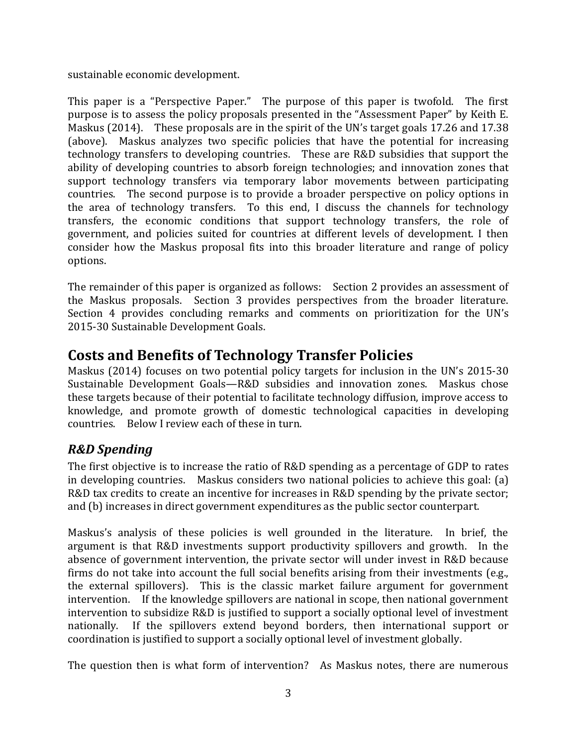sustainable economic development.

This paper is a "Perspective Paper." The purpose of this paper is twofold. The first purpose is to assess the policy proposals presented in the "Assessment Paper" by Keith E. Maskus (2014). These proposals are in the spirit of the UN's target goals 17.26 and 17.38 (above). Maskus analyzes two specific policies that have the potential for increasing technology transfers to developing countries. These are R&D subsidies that support the ability of developing countries to absorb foreign technologies; and innovation zones that support technology transfers via temporary labor movements between participating countries. The second purpose is to provide a broader perspective on policy options in the area of technology transfers. To this end, I discuss the channels for technology transfers, the economic conditions that support technology transfers, the role of government, and policies suited for countries at different levels of development. I then consider how the Maskus proposal fits into this broader literature and range of policy options.

The remainder of this paper is organized as follows: Section 2 provides an assessment of the Maskus proposals. Section 3 provides perspectives from the broader literature. Section 4 provides concluding remarks and comments on prioritization for the UN's 2015-30 Sustainable Development Goals.

## Costs and Benefits of Technology Transfer Policies

Maskus (2014) focuses on two potential policy targets for inclusion in the UN's 2015-30 Sustainable Development Goals—R&D subsidies and innovation zones. Maskus chose these targets because of their potential to facilitate technology diffusion, improve access to knowledge, and promote growth of domestic technological capacities in developing countries. Below I review each of these in turn.

### *R&D Spending*

The first objective is to increase the ratio of R&D spending as a percentage of GDP to rates in developing countries. Maskus considers two national policies to achieve this goal: (a) R&D tax credits to create an incentive for increases in R&D spending by the private sector; and (b) increases in direct government expenditures as the public sector counterpart.

Maskus's analysis of these policies is well grounded in the literature. In brief, the argument is that R&D investments support productivity spillovers and growth. In the absence of government intervention, the private sector will under invest in R&D because firms do not take into account the full social benefits arising from their investments (e.g., the external spillovers). This is the classic market failure argument for government intervention. If the knowledge spillovers are national in scope, then national government intervention to subsidize R&D is justified to support a socially optional level of investment nationally. If the spillovers extend beyond borders, then international support or coordination is justified to support a socially optional level of investment globally.

The question then is what form of intervention? As Maskus notes, there are numerous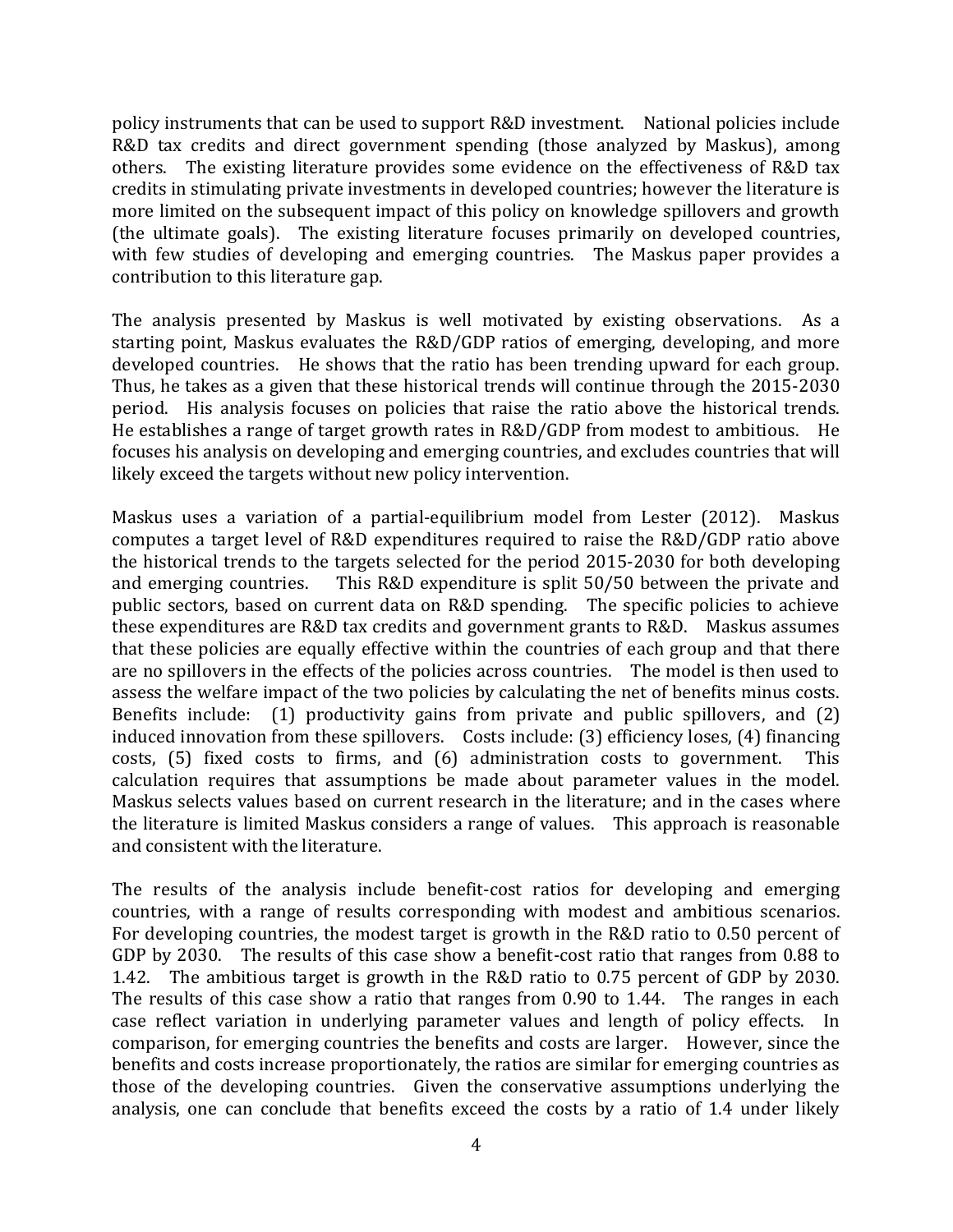policy instruments that can be used to support R&D investment. National policies include R&D tax credits and direct government spending (those analyzed by Maskus), among others. The existing literature provides some evidence on the effectiveness of R&D tax credits in stimulating private investments in developed countries; however the literature is more limited on the subsequent impact of this policy on knowledge spillovers and growth (the ultimate goals). The existing literature focuses primarily on developed countries, with few studies of developing and emerging countries. The Maskus paper provides a contribution to this literature gap.

The analysis presented by Maskus is well motivated by existing observations. As a starting point, Maskus evaluates the R&D/GDP ratios of emerging, developing, and more developed countries. He shows that the ratio has been trending upward for each group. Thus, he takes as a given that these historical trends will continue through the 2015-2030 period. His analysis focuses on policies that raise the ratio above the historical trends. He establishes a range of target growth rates in R&D/GDP from modest to ambitious. He focuses his analysis on developing and emerging countries, and excludes countries that will likely exceed the targets without new policy intervention.

Maskus uses a variation of a partial-equilibrium model from Lester (2012). Maskus computes a target level of R&D expenditures required to raise the R&D/GDP ratio above the historical trends to the targets selected for the period 2015-2030 for both developing and emerging countries. This R&D expenditure is split 50/50 between the private and public sectors, based on current data on R&D spending. The specific policies to achieve these expenditures are R&D tax credits and government grants to R&D. Maskus assumes that these policies are equally effective within the countries of each group and that there are no spillovers in the effects of the policies across countries. The model is then used to assess the welfare impact of the two policies by calculating the net of benefits minus costs. Benefits include: (1) productivity gains from private and public spillovers, and (2) induced innovation from these spillovers. Costs include: (3) efficiency loses, (4) financing costs, (5) fixed costs to firms, and (6) administration costs to government. This calculation requires that assumptions be made about parameter values in the model. Maskus selects values based on current research in the literature; and in the cases where the literature is limited Maskus considers a range of values. This approach is reasonable and consistent with the literature.

The results of the analysis include benefit-cost ratios for developing and emerging countries, with a range of results corresponding with modest and ambitious scenarios. For developing countries, the modest target is growth in the R&D ratio to 0.50 percent of GDP by 2030. The results of this case show a benefit-cost ratio that ranges from 0.88 to 1.42. The ambitious target is growth in the R&D ratio to 0.75 percent of GDP by 2030. The results of this case show a ratio that ranges from 0.90 to 1.44. The ranges in each case reflect variation in underlying parameter values and length of policy effects. In comparison, for emerging countries the benefits and costs are larger. However, since the benefits and costs increase proportionately, the ratios are similar for emerging countries as those of the developing countries. Given the conservative assumptions underlying the analysis, one can conclude that benefits exceed the costs by a ratio of 1.4 under likely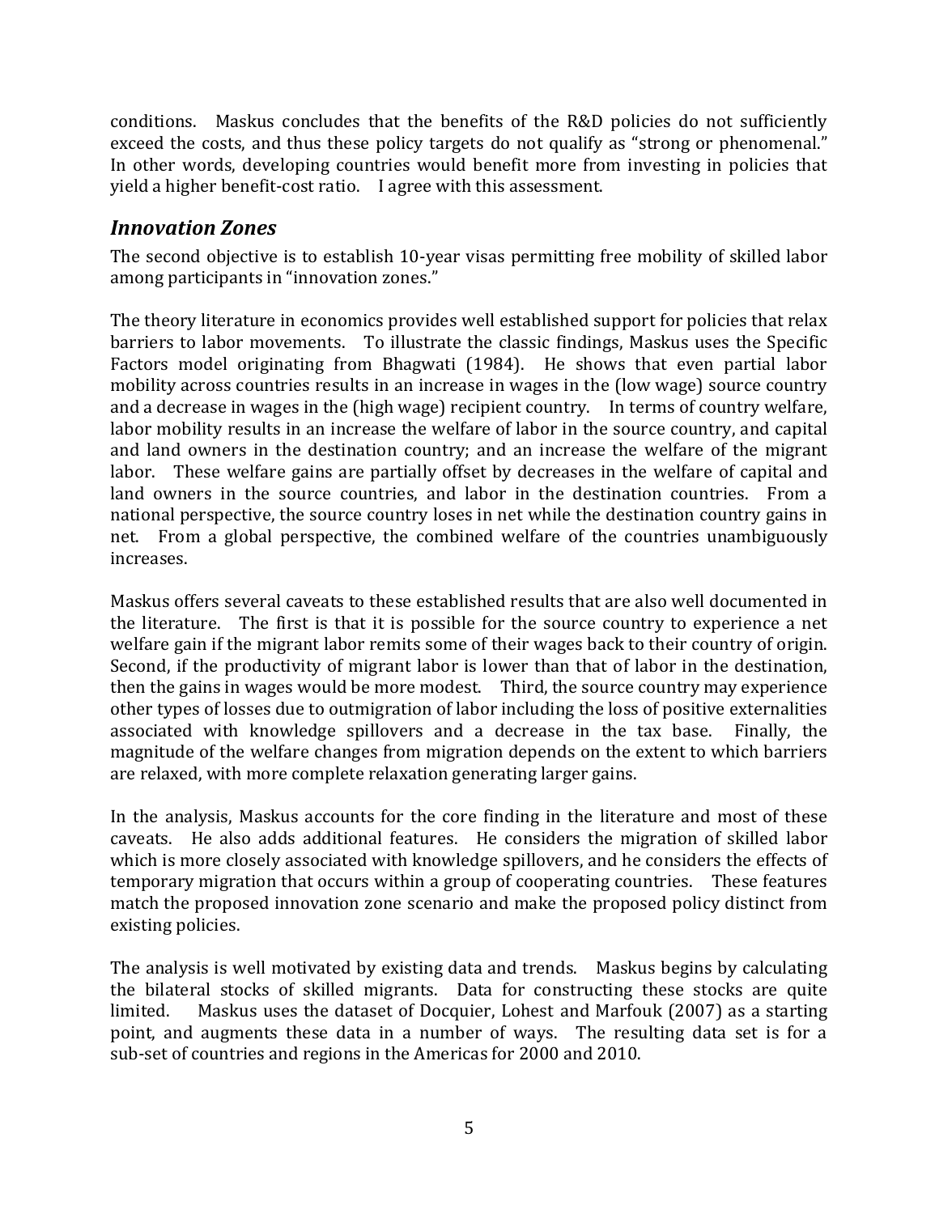conditions. Maskus concludes that the benefits of the R&D policies do not sufficiently exceed the costs, and thus these policy targets do not qualify as "strong or phenomenal." In other words, developing countries would benefit more from investing in policies that yield a higher benefit-cost ratio. I agree with this assessment.

## *Innovation Zones*

The second objective is to establish 10-year visas permitting free mobility of skilled labor among participants in "innovation zones."

The theory literature in economics provides well established support for policies that relax barriers to labor movements. To illustrate the classic findings, Maskus uses the Specific Factors model originating from Bhagwati (1984). He shows that even partial labor mobility across countries results in an increase in wages in the (low wage) source country and a decrease in wages in the (high wage) recipient country. In terms of country welfare, labor mobility results in an increase the welfare of labor in the source country, and capital and land owners in the destination country; and an increase the welfare of the migrant labor. These welfare gains are partially offset by decreases in the welfare of capital and land owners in the source countries, and labor in the destination countries. From a national perspective, the source country loses in net while the destination country gains in net. From a global perspective, the combined welfare of the countries unambiguously increases.

Maskus offers several caveats to these established results that are also well documented in the literature. The first is that it is possible for the source country to experience a net welfare gain if the migrant labor remits some of their wages back to their country of origin. Second, if the productivity of migrant labor is lower than that of labor in the destination, then the gains in wages would be more modest. Third, the source country may experience other types of losses due to outmigration of labor including the loss of positive externalities associated with knowledge spillovers and a decrease in the tax base. Finally, the magnitude of the welfare changes from migration depends on the extent to which barriers are relaxed, with more complete relaxation generating larger gains.

In the analysis, Maskus accounts for the core finding in the literature and most of these caveats. He also adds additional features. He considers the migration of skilled labor which is more closely associated with knowledge spillovers, and he considers the effects of temporary migration that occurs within a group of cooperating countries. These features match the proposed innovation zone scenario and make the proposed policy distinct from existing policies.

The analysis is well motivated by existing data and trends. Maskus begins by calculating the bilateral stocks of skilled migrants. Data for constructing these stocks are quite limited. Maskus uses the dataset of Docquier, Lohest and Marfouk (2007) as a starting point, and augments these data in a number of ways. The resulting data set is for a sub-set of countries and regions in the Americas for 2000 and 2010.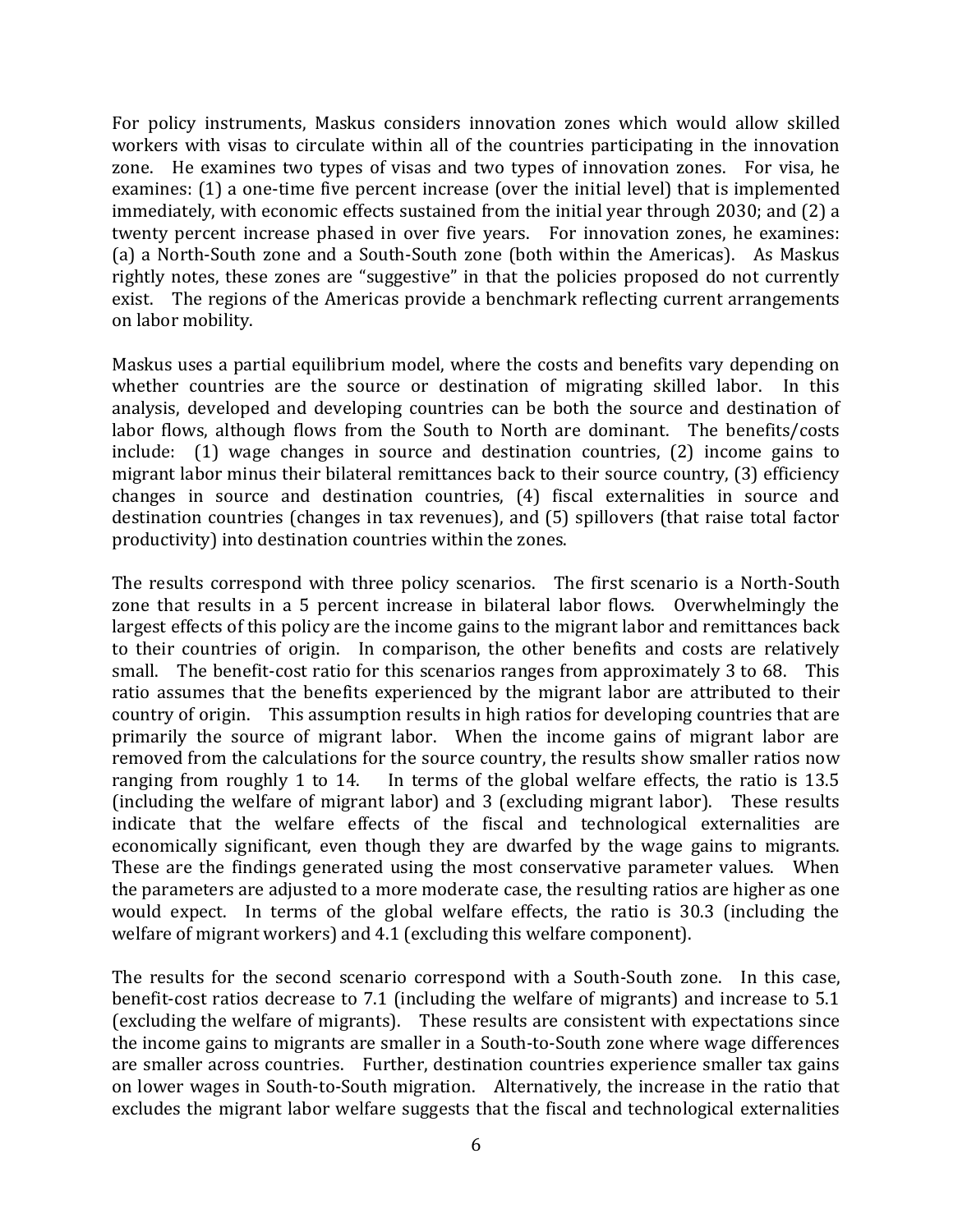For policy instruments, Maskus considers innovation zones which would allow skilled workers with visas to circulate within all of the countries participating in the innovation zone. He examines two types of visas and two types of innovation zones. For visa, he examines: (1) a one-time five percent increase (over the initial level) that is implemented immediately, with economic effects sustained from the initial year through 2030; and (2) a twenty percent increase phased in over five years. For innovation zones, he examines: (a) a North-South zone and a South-South zone (both within the Americas). As Maskus rightly notes, these zones are "suggestive" in that the policies proposed do not currently exist. The regions of the Americas provide a benchmark reflecting current arrangements on labor mobility.

Maskus uses a partial equilibrium model, where the costs and benefits vary depending on whether countries are the source or destination of migrating skilled labor. In this analysis, developed and developing countries can be both the source and destination of labor flows, although flows from the South to North are dominant. The benefits/costs include: (1) wage changes in source and destination countries, (2) income gains to migrant labor minus their bilateral remittances back to their source country, (3) efficiency changes in source and destination countries, (4) fiscal externalities in source and destination countries (changes in tax revenues), and (5) spillovers (that raise total factor productivity) into destination countries within the zones.

The results correspond with three policy scenarios. The first scenario is a North-South zone that results in a 5 percent increase in bilateral labor flows. Overwhelmingly the largest effects of this policy are the income gains to the migrant labor and remittances back to their countries of origin. In comparison, the other benefits and costs are relatively small. The benefit-cost ratio for this scenarios ranges from approximately 3 to 68. This ratio assumes that the benefits experienced by the migrant labor are attributed to their country of origin. This assumption results in high ratios for developing countries that are primarily the source of migrant labor. When the income gains of migrant labor are removed from the calculations for the source country, the results show smaller ratios now ranging from roughly 1 to 14. In terms of the global welfare effects, the ratio is 13.5 (including the welfare of migrant labor) and 3 (excluding migrant labor). These results indicate that the welfare effects of the fiscal and technological externalities are economically significant, even though they are dwarfed by the wage gains to migrants. These are the findings generated using the most conservative parameter values. When the parameters are adjusted to a more moderate case, the resulting ratios are higher as one would expect. In terms of the global welfare effects, the ratio is 30.3 (including the welfare of migrant workers) and 4.1 (excluding this welfare component).

The results for the second scenario correspond with a South-South zone. In this case, benefit-cost ratios decrease to 7.1 (including the welfare of migrants) and increase to 5.1 (excluding the welfare of migrants). These results are consistent with expectations since the income gains to migrants are smaller in a South-to-South zone where wage differences are smaller across countries. Further, destination countries experience smaller tax gains on lower wages in South-to-South migration. Alternatively, the increase in the ratio that excludes the migrant labor welfare suggests that the fiscal and technological externalities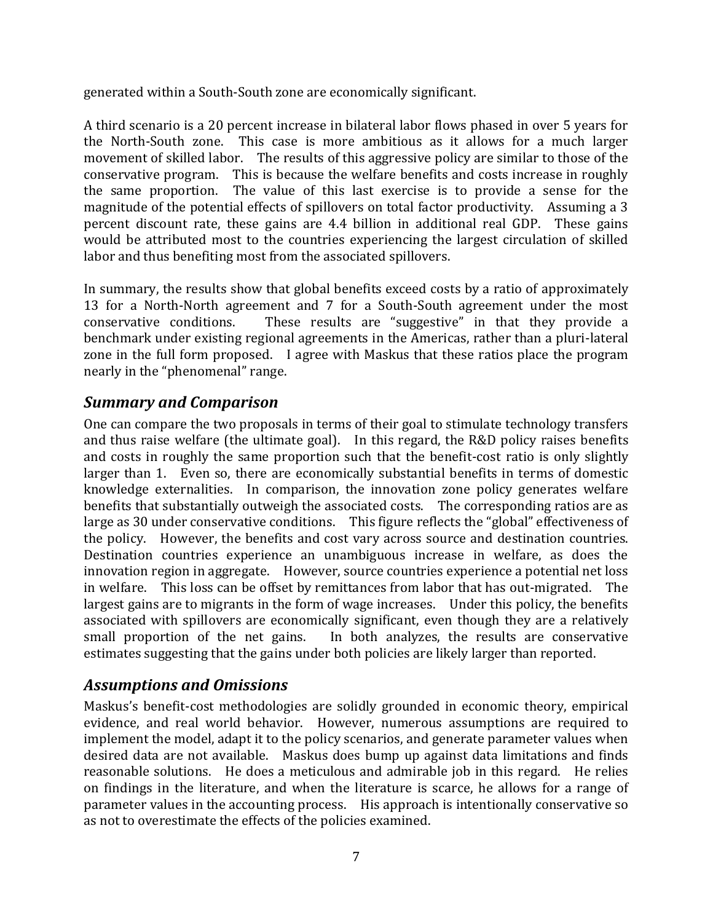generated within a South-South zone are economically significant.

A third scenario is a 20 percent increase in bilateral labor flows phased in over 5 years for the North-South zone. This case is more ambitious as it allows for a much larger movement of skilled labor. The results of this aggressive policy are similar to those of the conservative program. This is because the welfare benefits and costs increase in roughly the same proportion. The value of this last exercise is to provide a sense for the magnitude of the potential effects of spillovers on total factor productivity. Assuming a 3 percent discount rate, these gains are 4.4 billion in additional real GDP. These gains would be attributed most to the countries experiencing the largest circulation of skilled labor and thus benefiting most from the associated spillovers.

In summary, the results show that global benefits exceed costs by a ratio of approximately 13 for a North-North agreement and 7 for a South-South agreement under the most conservative conditions. These results are "suggestive" in that they provide a benchmark under existing regional agreements in the Americas, rather than a pluri-lateral zone in the full form proposed. I agree with Maskus that these ratios place the program nearly in the "phenomenal" range.

## *Summary and Comparison*

One can compare the two proposals in terms of their goal to stimulate technology transfers and thus raise welfare (the ultimate goal). In this regard, the R&D policy raises benefits and costs in roughly the same proportion such that the benefit-cost ratio is only slightly larger than 1. Even so, there are economically substantial benefits in terms of domestic knowledge externalities. In comparison, the innovation zone policy generates welfare benefits that substantially outweigh the associated costs. The corresponding ratios are as large as 30 under conservative conditions. This figure reflects the "global" effectiveness of the policy. However, the benefits and cost vary across source and destination countries. Destination countries experience an unambiguous increase in welfare, as does the innovation region in aggregate. However, source countries experience a potential net loss in welfare. This loss can be offset by remittances from labor that has out-migrated. The largest gains are to migrants in the form of wage increases. Under this policy, the benefits associated with spillovers are economically significant, even though they are a relatively small proportion of the net gains. In both analyzes, the results are conservative estimates suggesting that the gains under both policies are likely larger than reported.

## *Assumptions and Omissions*

Maskus's benefit-cost methodologies are solidly grounded in economic theory, empirical evidence, and real world behavior. However, numerous assumptions are required to implement the model, adapt it to the policy scenarios, and generate parameter values when desired data are not available. Maskus does bump up against data limitations and finds reasonable solutions. He does a meticulous and admirable job in this regard. He relies on findings in the literature, and when the literature is scarce, he allows for a range of parameter values in the accounting process. His approach is intentionally conservative so as not to overestimate the effects of the policies examined.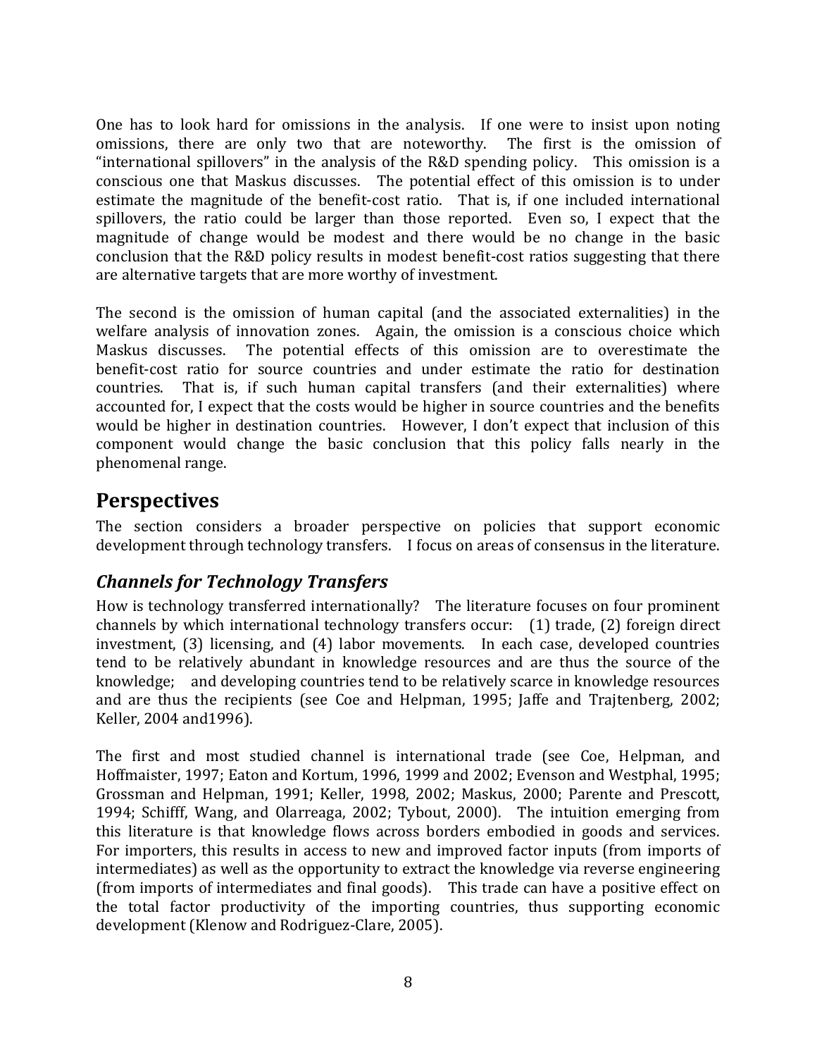One has to look hard for omissions in the analysis. If one were to insist upon noting omissions, there are only two that are noteworthy. The first is the omission of "international spillovers" in the analysis of the R&D spending policy. This omission is a conscious one that Maskus discusses. The potential effect of this omission is to under estimate the magnitude of the benefit-cost ratio. That is, if one included international spillovers, the ratio could be larger than those reported. Even so, I expect that the magnitude of change would be modest and there would be no change in the basic conclusion that the R&D policy results in modest benefit-cost ratios suggesting that there are alternative targets that are more worthy of investment.

The second is the omission of human capital (and the associated externalities) in the welfare analysis of innovation zones. Again, the omission is a conscious choice which Maskus discusses. The potential effects of this omission are to overestimate the benefit-cost ratio for source countries and under estimate the ratio for destination countries. That is, if such human capital transfers (and their externalities) where accounted for, I expect that the costs would be higher in source countries and the benefits would be higher in destination countries. However, I don't expect that inclusion of this component would change the basic conclusion that this policy falls nearly in the phenomenal range.

## Perspectives

The section considers a broader perspective on policies that support economic development through technology transfers. I focus on areas of consensus in the literature.

### *Channels for Technology Transfers*

How is technology transferred internationally? The literature focuses on four prominent channels by which international technology transfers occur: (1) trade, (2) foreign direct investment, (3) licensing, and (4) labor movements. In each case, developed countries tend to be relatively abundant in knowledge resources and are thus the source of the knowledge; and developing countries tend to be relatively scarce in knowledge resources and are thus the recipients (see Coe and Helpman, 1995; Jaffe and Trajtenberg, 2002; Keller, 2004 and1996).

The first and most studied channel is international trade (see Coe, Helpman, and Hoffmaister, 1997; Eaton and Kortum, 1996, 1999 and 2002; Evenson and Westphal, 1995; Grossman and Helpman, 1991; Keller, 1998, 2002; Maskus, 2000; Parente and Prescott, 1994; Schifff, Wang, and Olarreaga, 2002; Tybout, 2000). The intuition emerging from this literature is that knowledge flows across borders embodied in goods and services. For importers, this results in access to new and improved factor inputs (from imports of intermediates) as well as the opportunity to extract the knowledge via reverse engineering (from imports of intermediates and final goods). This trade can have a positive effect on the total factor productivity of the importing countries, thus supporting economic development (Klenow and Rodriguez-Clare, 2005).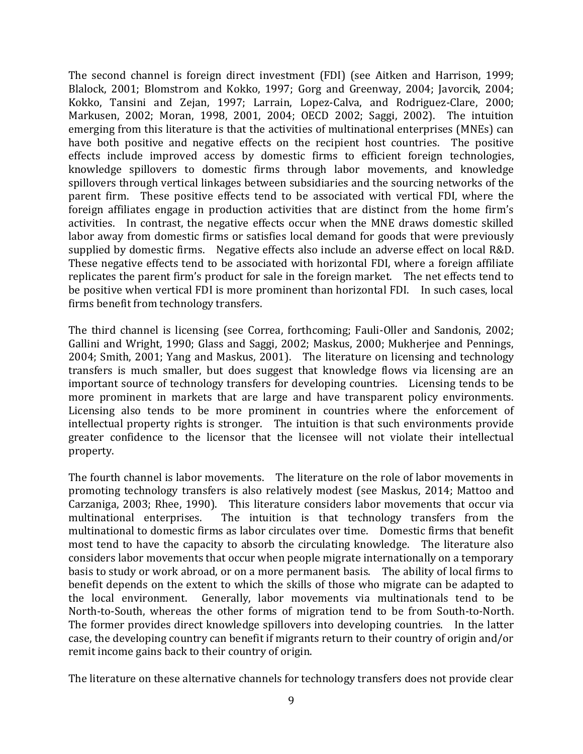The second channel is foreign direct investment (FDI) (see Aitken and Harrison, 1999; Blalock, 2001; Blomstrom and Kokko, 1997; Gorg and Greenway, 2004; Javorcik, 2004; Kokko, Tansini and Zejan, 1997; Larrain, Lopez-Calva, and Rodriguez-Clare, 2000; Markusen, 2002; Moran, 1998, 2001, 2004; OECD 2002; Saggi, 2002). The intuition emerging from this literature is that the activities of multinational enterprises (MNEs) can have both positive and negative effects on the recipient host countries. The positive effects include improved access by domestic firms to efficient foreign technologies, knowledge spillovers to domestic firms through labor movements, and knowledge spillovers through vertical linkages between subsidiaries and the sourcing networks of the parent firm. These positive effects tend to be associated with vertical FDI, where the foreign affiliates engage in production activities that are distinct from the home firm's activities. In contrast, the negative effects occur when the MNE draws domestic skilled labor away from domestic firms or satisfies local demand for goods that were previously supplied by domestic firms. Negative effects also include an adverse effect on local R&D. These negative effects tend to be associated with horizontal FDI, where a foreign affiliate replicates the parent firm's product for sale in the foreign market. The net effects tend to be positive when vertical FDI is more prominent than horizontal FDI. In such cases, local firms benefit from technology transfers.

The third channel is licensing (see Correa, forthcoming; Fauli-Oller and Sandonis, 2002; Gallini and Wright, 1990; Glass and Saggi, 2002; Maskus, 2000; Mukherjee and Pennings, 2004; Smith, 2001; Yang and Maskus, 2001). The literature on licensing and technology transfers is much smaller, but does suggest that knowledge flows via licensing are an important source of technology transfers for developing countries. Licensing tends to be more prominent in markets that are large and have transparent policy environments. Licensing also tends to be more prominent in countries where the enforcement of intellectual property rights is stronger. The intuition is that such environments provide greater confidence to the licensor that the licensee will not violate their intellectual property.

The fourth channel is labor movements. The literature on the role of labor movements in promoting technology transfers is also relatively modest (see Maskus, 2014; Mattoo and Carzaniga, 2003; Rhee, 1990). This literature considers labor movements that occur via multinational enterprises. The intuition is that technology transfers from the multinational to domestic firms as labor circulates over time. Domestic firms that benefit most tend to have the capacity to absorb the circulating knowledge. The literature also considers labor movements that occur when people migrate internationally on a temporary basis to study or work abroad, or on a more permanent basis. The ability of local firms to benefit depends on the extent to which the skills of those who migrate can be adapted to the local environment. Generally, labor movements via multinationals tend to be North-to-South, whereas the other forms of migration tend to be from South-to-North. The former provides direct knowledge spillovers into developing countries. In the latter case, the developing country can benefit if migrants return to their country of origin and/or remit income gains back to their country of origin.

The literature on these alternative channels for technology transfers does not provide clear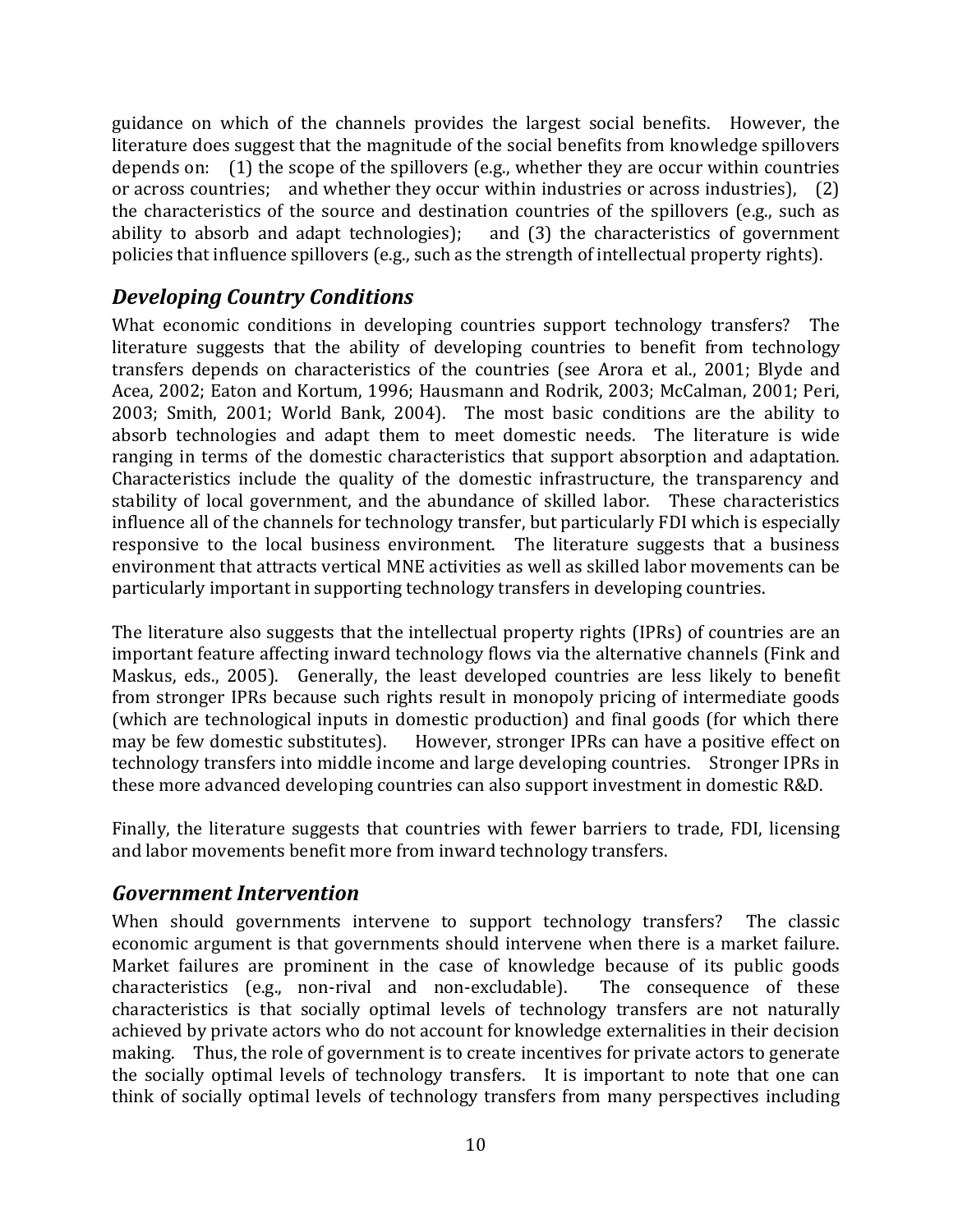guidance on which of the channels provides the largest social benefits. However, the literature does suggest that the magnitude of the social benefits from knowledge spillovers depends on: (1) the scope of the spillovers (e.g., whether they are occur within countries or across countries; and whether they occur within industries or across industries), (2) the characteristics of the source and destination countries of the spillovers (e.g., such as ability to absorb and adapt technologies); and (3) the characteristics of government policies that influence spillovers (e.g., such as the strength of intellectual property rights).

## *Developing Country Conditions*

What economic conditions in developing countries support technology transfers? The literature suggests that the ability of developing countries to benefit from technology transfers depends on characteristics of the countries (see Arora et al., 2001; Blyde and Acea, 2002; Eaton and Kortum, 1996; Hausmann and Rodrik, 2003; McCalman, 2001; Peri, 2003; Smith, 2001; World Bank, 2004). The most basic conditions are the ability to absorb technologies and adapt them to meet domestic needs. The literature is wide ranging in terms of the domestic characteristics that support absorption and adaptation. Characteristics include the quality of the domestic infrastructure, the transparency and stability of local government, and the abundance of skilled labor. These characteristics influence all of the channels for technology transfer, but particularly FDI which is especially responsive to the local business environment. The literature suggests that a business environment that attracts vertical MNE activities as well as skilled labor movements can be particularly important in supporting technology transfers in developing countries.

The literature also suggests that the intellectual property rights (IPRs) of countries are an important feature affecting inward technology flows via the alternative channels (Fink and Maskus, eds., 2005). Generally, the least developed countries are less likely to benefit from stronger IPRs because such rights result in monopoly pricing of intermediate goods (which are technological inputs in domestic production) and final goods (for which there may be few domestic substitutes). However, stronger IPRs can have a positive effect on technology transfers into middle income and large developing countries. Stronger IPRs in these more advanced developing countries can also support investment in domestic R&D.

Finally, the literature suggests that countries with fewer barriers to trade, FDI, licensing and labor movements benefit more from inward technology transfers.

## *Government Intervention*

When should governments intervene to support technology transfers? The classic economic argument is that governments should intervene when there is a market failure. Market failures are prominent in the case of knowledge because of its public goods characteristics (e.g., non-rival and non-excludable). The consequence of these characteristics is that socially optimal levels of technology transfers are not naturally achieved by private actors who do not account for knowledge externalities in their decision making. Thus, the role of government is to create incentives for private actors to generate the socially optimal levels of technology transfers. It is important to note that one can think of socially optimal levels of technology transfers from many perspectives including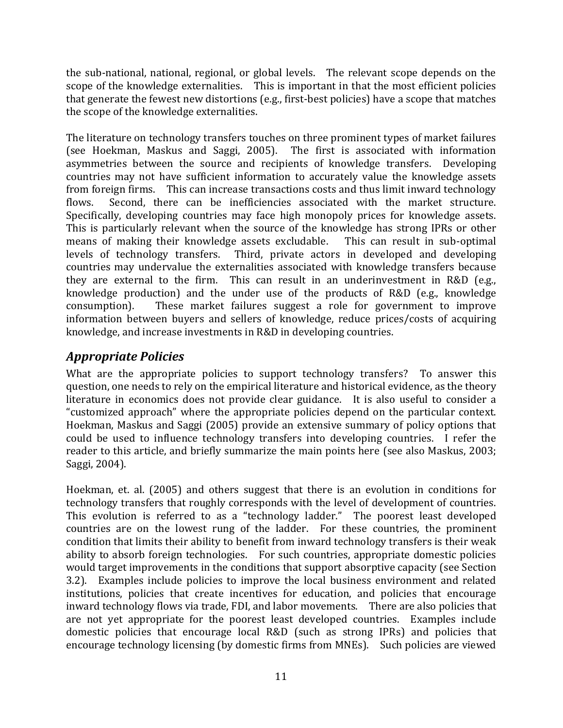the sub-national, national, regional, or global levels. The relevant scope depends on the scope of the knowledge externalities. This is important in that the most efficient policies that generate the fewest new distortions (e.g., first-best policies) have a scope that matches the scope of the knowledge externalities.

The literature on technology transfers touches on three prominent types of market failures (see Hoekman, Maskus and Saggi, 2005). The first is associated with information asymmetries between the source and recipients of knowledge transfers. Developing countries may not have sufficient information to accurately value the knowledge assets from foreign firms. This can increase transactions costs and thus limit inward technology flows. Second, there can be inefficiencies associated with the market structure. Specifically, developing countries may face high monopoly prices for knowledge assets. This is particularly relevant when the source of the knowledge has strong IPRs or other means of making their knowledge assets excludable. This can result in sub-optimal levels of technology transfers. Third, private actors in developed and developing countries may undervalue the externalities associated with knowledge transfers because they are external to the firm. This can result in an underinvestment in R&D (e.g., knowledge production) and the under use of the products of R&D (e.g., knowledge consumption). These market failures suggest a role for government to improve information between buyers and sellers of knowledge, reduce prices/costs of acquiring knowledge, and increase investments in R&D in developing countries.

## *Appropriate Policies*

What are the appropriate policies to support technology transfers? To answer this question, one needs to rely on the empirical literature and historical evidence, as the theory literature in economics does not provide clear guidance. It is also useful to consider a "customized approach" where the appropriate policies depend on the particular context. Hoekman, Maskus and Saggi (2005) provide an extensive summary of policy options that could be used to influence technology transfers into developing countries. I refer the reader to this article, and briefly summarize the main points here (see also Maskus, 2003; Saggi, 2004).

Hoekman, et. al. (2005) and others suggest that there is an evolution in conditions for technology transfers that roughly corresponds with the level of development of countries. This evolution is referred to as a "technology ladder." The poorest least developed countries are on the lowest rung of the ladder. For these countries, the prominent condition that limits their ability to benefit from inward technology transfers is their weak ability to absorb foreign technologies. For such countries, appropriate domestic policies would target improvements in the conditions that support absorptive capacity (see Section 3.2). Examples include policies to improve the local business environment and related institutions, policies that create incentives for education, and policies that encourage inward technology flows via trade, FDI, and labor movements. There are also policies that are not yet appropriate for the poorest least developed countries. Examples include domestic policies that encourage local R&D (such as strong IPRs) and policies that encourage technology licensing (by domestic firms from MNEs). Such policies are viewed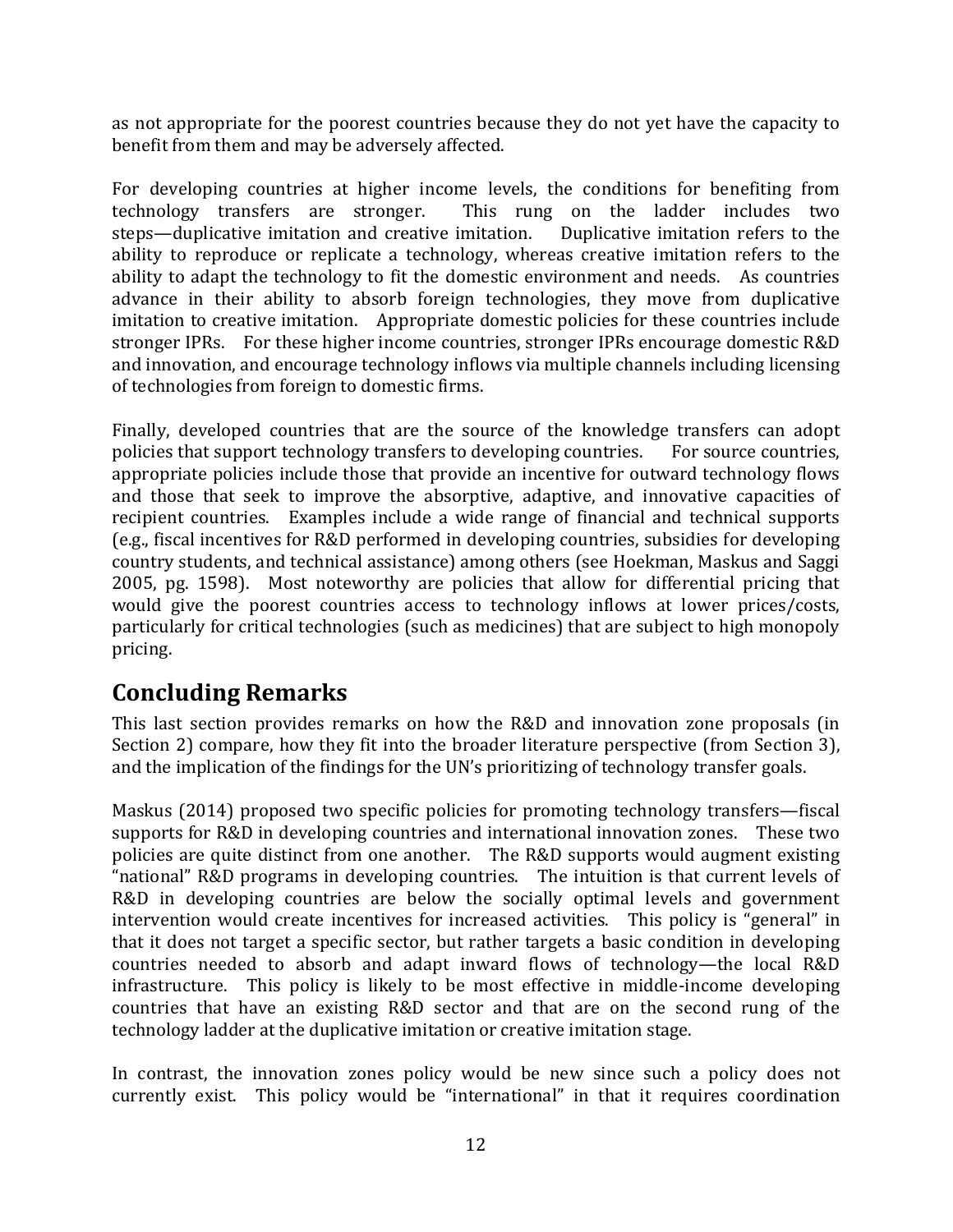as not appropriate for the poorest countries because they do not yet have the capacity to benefit from them and may be adversely affected.

For developing countries at higher income levels, the conditions for benefiting from technology transfers are stronger. This rung on the ladder includes two steps—duplicative imitation and creative imitation. Duplicative imitation refers to the ability to reproduce or replicate a technology, whereas creative imitation refers to the ability to adapt the technology to fit the domestic environment and needs. As countries advance in their ability to absorb foreign technologies, they move from duplicative imitation to creative imitation. Appropriate domestic policies for these countries include stronger IPRs. For these higher income countries, stronger IPRs encourage domestic R&D and innovation, and encourage technology inflows via multiple channels including licensing of technologies from foreign to domestic firms.

Finally, developed countries that are the source of the knowledge transfers can adopt policies that support technology transfers to developing countries. For source countries, appropriate policies include those that provide an incentive for outward technology flows and those that seek to improve the absorptive, adaptive, and innovative capacities of recipient countries. Examples include a wide range of financial and technical supports (e.g., fiscal incentives for R&D performed in developing countries, subsidies for developing country students, and technical assistance) among others (see Hoekman, Maskus and Saggi 2005, pg. 1598). Most noteworthy are policies that allow for differential pricing that would give the poorest countries access to technology inflows at lower prices/costs, particularly for critical technologies (such as medicines) that are subject to high monopoly pricing.

## Concluding Remarks

This last section provides remarks on how the R&D and innovation zone proposals (in Section 2) compare, how they fit into the broader literature perspective (from Section 3), and the implication of the findings for the UN's prioritizing of technology transfer goals.

Maskus (2014) proposed two specific policies for promoting technology transfers—fiscal supports for R&D in developing countries and international innovation zones. These two policies are quite distinct from one another. The R&D supports would augment existing "national" R&D programs in developing countries. The intuition is that current levels of R&D in developing countries are below the socially optimal levels and government intervention would create incentives for increased activities. This policy is "general" in that it does not target a specific sector, but rather targets a basic condition in developing countries needed to absorb and adapt inward flows of technology—the local R&D infrastructure. This policy is likely to be most effective in middle-income developing countries that have an existing R&D sector and that are on the second rung of the technology ladder at the duplicative imitation or creative imitation stage.

In contrast, the innovation zones policy would be new since such a policy does not currently exist. This policy would be "international" in that it requires coordination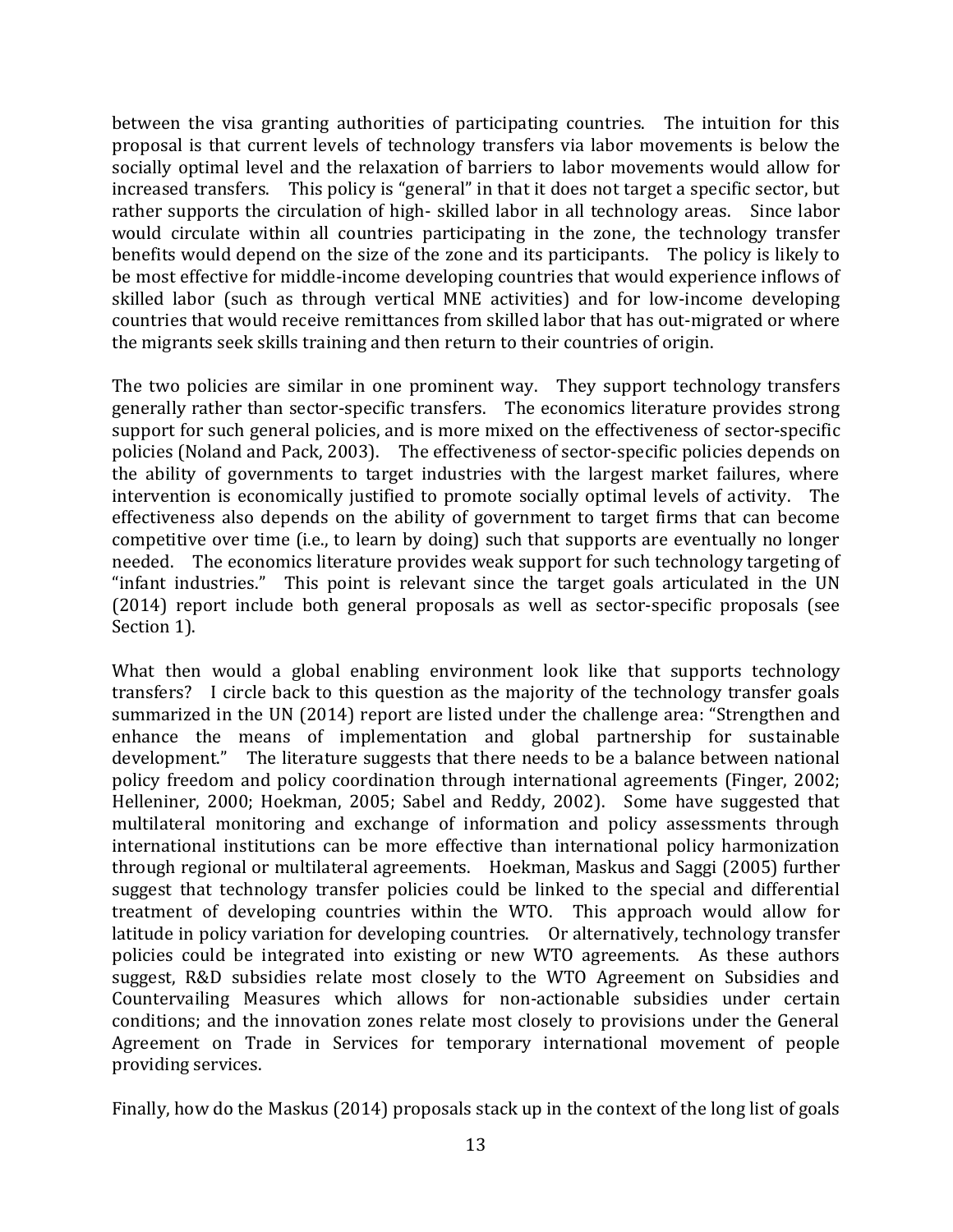between the visa granting authorities of participating countries. The intuition for this proposal is that current levels of technology transfers via labor movements is below the socially optimal level and the relaxation of barriers to labor movements would allow for increased transfers. This policy is "general" in that it does not target a specific sector, but rather supports the circulation of high- skilled labor in all technology areas. Since labor would circulate within all countries participating in the zone, the technology transfer benefits would depend on the size of the zone and its participants. The policy is likely to be most effective for middle-income developing countries that would experience inflows of skilled labor (such as through vertical MNE activities) and for low-income developing countries that would receive remittances from skilled labor that has out-migrated or where the migrants seek skills training and then return to their countries of origin.

The two policies are similar in one prominent way. They support technology transfers generally rather than sector-specific transfers. The economics literature provides strong support for such general policies, and is more mixed on the effectiveness of sector-specific policies (Noland and Pack, 2003). The effectiveness of sector-specific policies depends on the ability of governments to target industries with the largest market failures, where intervention is economically justified to promote socially optimal levels of activity. The effectiveness also depends on the ability of government to target firms that can become competitive over time (i.e., to learn by doing) such that supports are eventually no longer needed. The economics literature provides weak support for such technology targeting of "infant industries." This point is relevant since the target goals articulated in the UN (2014) report include both general proposals as well as sector-specific proposals (see Section 1).

What then would a global enabling environment look like that supports technology transfers? I circle back to this question as the majority of the technology transfer goals summarized in the UN (2014) report are listed under the challenge area: "Strengthen and enhance the means of implementation and global partnership for sustainable development." The literature suggests that there needs to be a balance between national policy freedom and policy coordination through international agreements (Finger, 2002; Helleniner, 2000; Hoekman, 2005; Sabel and Reddy, 2002). Some have suggested that multilateral monitoring and exchange of information and policy assessments through international institutions can be more effective than international policy harmonization through regional or multilateral agreements. Hoekman, Maskus and Saggi (2005) further suggest that technology transfer policies could be linked to the special and differential treatment of developing countries within the WTO. This approach would allow for latitude in policy variation for developing countries. Or alternatively, technology transfer policies could be integrated into existing or new WTO agreements. As these authors suggest, R&D subsidies relate most closely to the WTO Agreement on Subsidies and Countervailing Measures which allows for non-actionable subsidies under certain conditions; and the innovation zones relate most closely to provisions under the General Agreement on Trade in Services for temporary international movement of people providing services.

Finally, how do the Maskus (2014) proposals stack up in the context of the long list of goals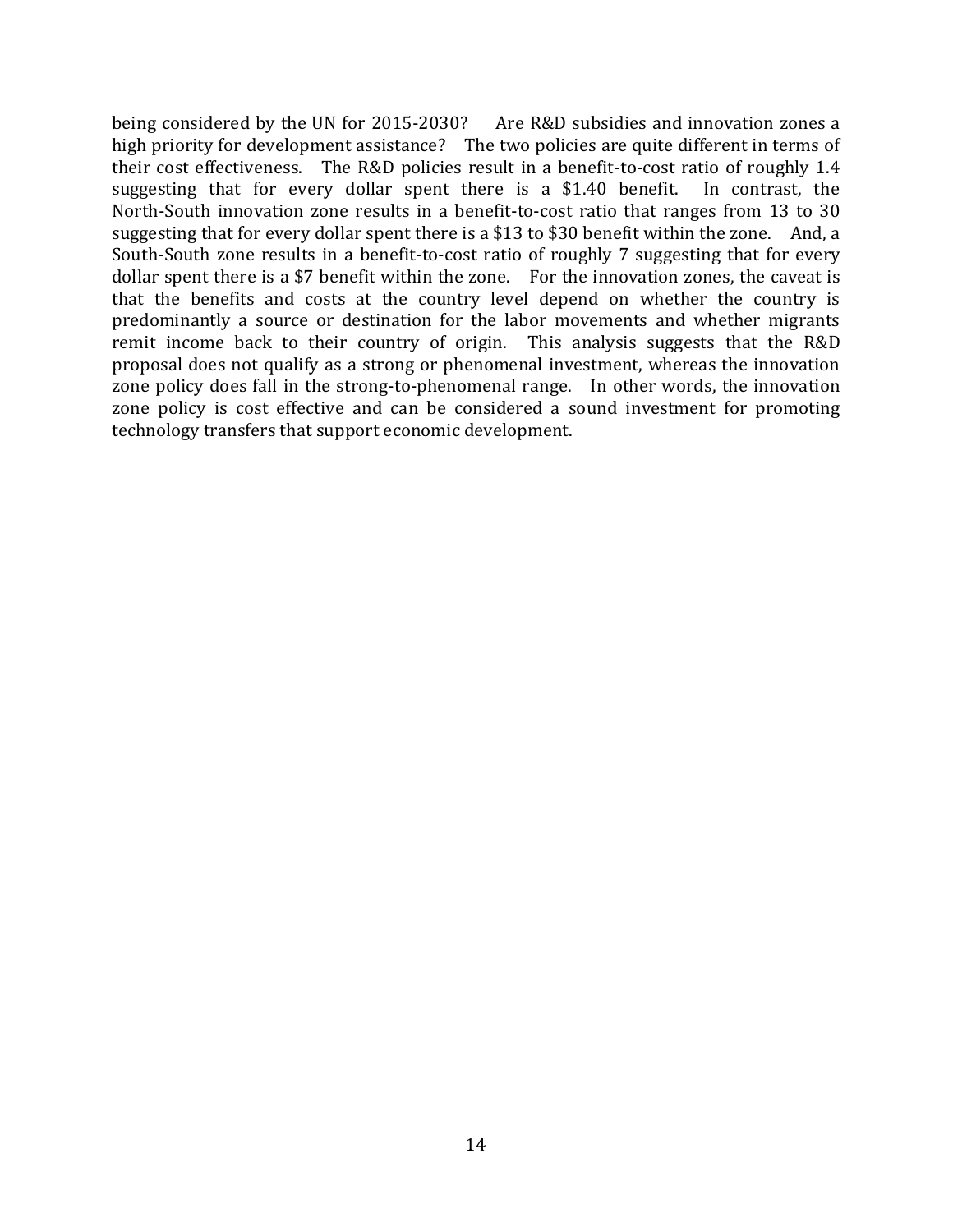being considered by the UN for 2015-2030? Are R&D subsidies and innovation zones a high priority for development assistance? The two policies are quite different in terms of their cost effectiveness. The R&D policies result in a benefit-to-cost ratio of roughly 1.4 suggesting that for every dollar spent there is a $1.40 benefit. In contrast, the North-South innovation zone results in a benefit-to-cost ratio that ranges from 13 to 30 suggesting that for every dollar spent there is a $13 to $30 benefit within the zone. And, a South-South zone results in a benefit-to-cost ratio of roughly 7 suggesting that for every dollar spent there is a $7 benefit within the zone. For the innovation zones, the caveat is that the benefits and costs at the country level depend on whether the country is predominantly a source or destination for the labor movements and whether migrants remit income back to their country of origin. This analysis suggests that the R&D proposal does not qualify as a strong or phenomenal investment, whereas the innovation zone policy does fall in the strong-to-phenomenal range. In other words, the innovation zone policy is cost effective and can be considered a sound investment for promoting technology transfers that support economic development.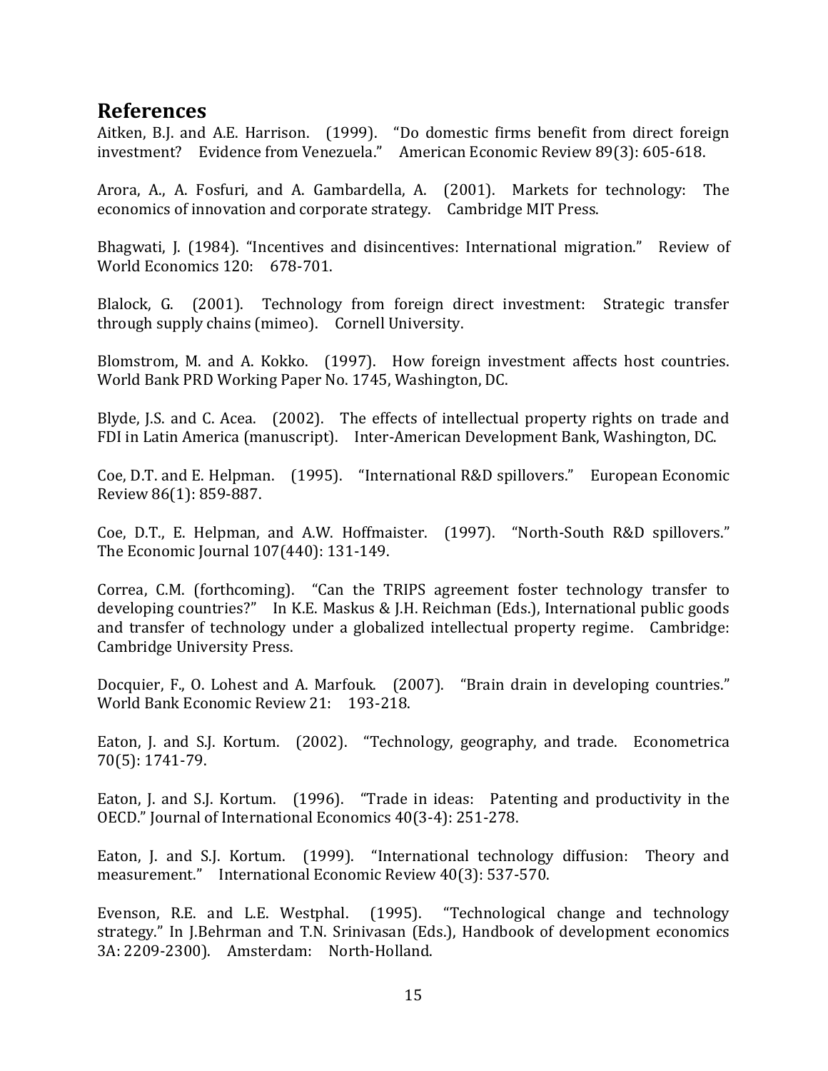## References

Aitken, B.J. and A.E. Harrison. (1999). "Do domestic firms benefit from direct foreign investment? Evidence from Venezuela." American Economic Review 89(3): 605-618.

Arora, A., A. Fosfuri, and A. Gambardella, A. (2001). Markets for technology: The economics of innovation and corporate strategy. Cambridge MIT Press.

Bhagwati, J. (1984). "Incentives and disincentives: International migration." Review of World Economics 120: 678-701.

Blalock, G. (2001). Technology from foreign direct investment: Strategic transfer through supply chains (mimeo). Cornell University.

Blomstrom, M. and A. Kokko. (1997). How foreign investment affects host countries. World Bank PRD Working Paper No. 1745, Washington, DC.

Blyde, J.S. and C. Acea. (2002). The effects of intellectual property rights on trade and FDI in Latin America (manuscript). Inter-American Development Bank, Washington, DC.

Coe, D.T. and E. Helpman. (1995). "International R&D spillovers." European Economic Review 86(1): 859-887.

Coe, D.T., E. Helpman, and A.W. Hoffmaister. (1997). "North-South R&D spillovers." The Economic Journal 107(440): 131-149.

Correa, C.M. (forthcoming). "Can the TRIPS agreement foster technology transfer to developing countries?" In K.E. Maskus & J.H. Reichman (Eds.), International public goods and transfer of technology under a globalized intellectual property regime. Cambridge: Cambridge University Press.

Docquier, F., O. Lohest and A. Marfouk. (2007). "Brain drain in developing countries." World Bank Economic Review 21: 193-218.

Eaton, J. and S.J. Kortum. (2002). "Technology, geography, and trade. Econometrica 70(5): 1741-79.

Eaton, J. and S.J. Kortum. (1996). "Trade in ideas: Patenting and productivity in the OECD." Journal of International Economics 40(3-4): 251-278.

Eaton, J. and S.J. Kortum. (1999). "International technology diffusion: Theory and measurement." International Economic Review 40(3): 537-570.

Evenson, R.E. and L.E. Westphal. (1995). "Technological change and technology strategy." In J.Behrman and T.N. Srinivasan (Eds.), Handbook of development economics 3A: 2209-2300). Amsterdam: North-Holland.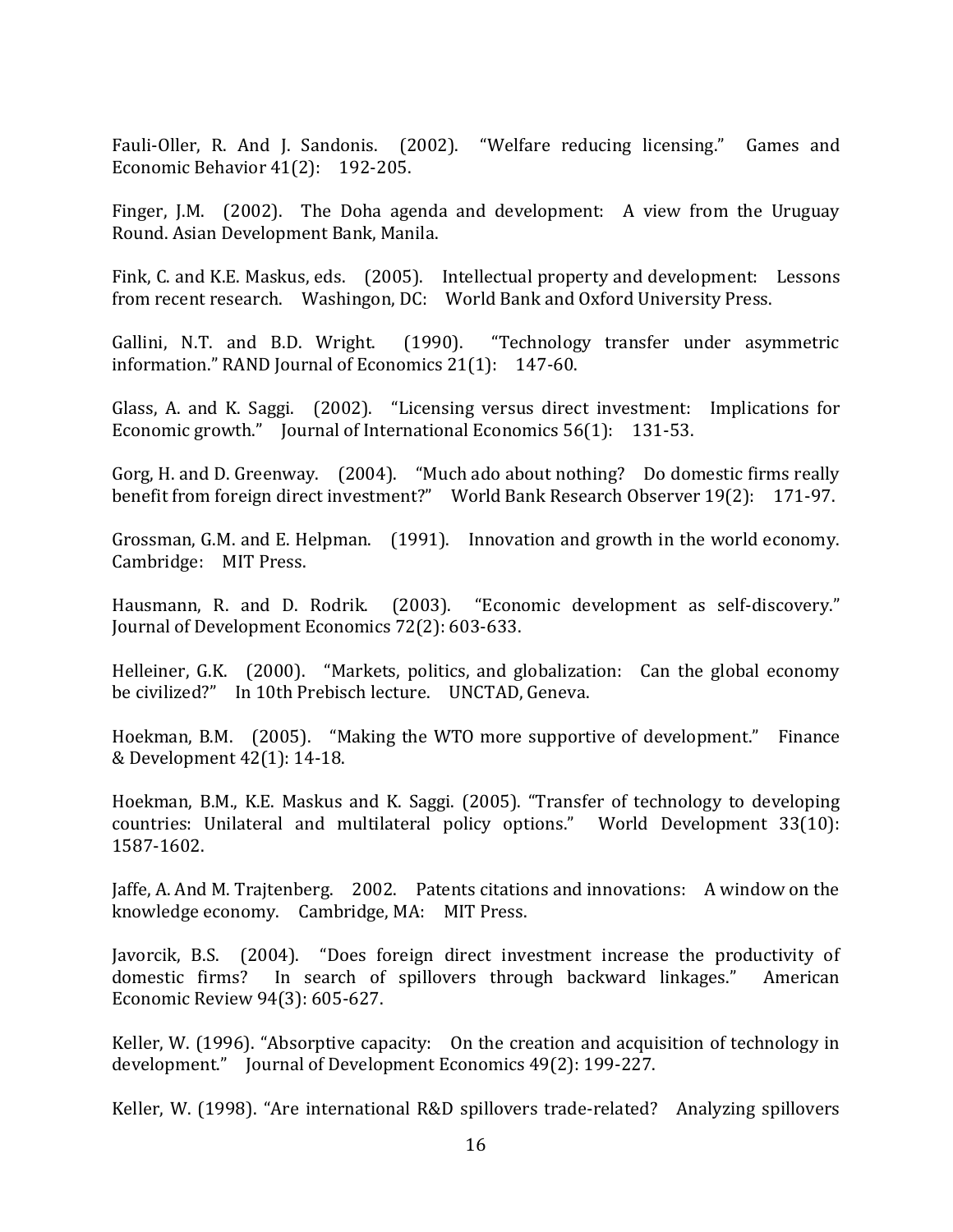Fauli-Oller, R. And J. Sandonis. (2002). "Welfare reducing licensing." Games and Economic Behavior 41(2): 192-205.

Finger, J.M. (2002). The Doha agenda and development: A view from the Uruguay Round. Asian Development Bank, Manila.

Fink, C. and K.E. Maskus, eds. (2005). Intellectual property and development: Lessons from recent research. Washingon, DC: World Bank and Oxford University Press.

Gallini, N.T. and B.D. Wright. (1990). "Technology transfer under asymmetric information." RAND Journal of Economics 21(1): 147-60.

Glass, A. and K. Saggi. (2002). "Licensing versus direct investment: Implications for Economic growth." Journal of International Economics 56(1): 131-53.

Gorg, H. and D. Greenway. (2004). "Much ado about nothing? Do domestic firms really benefit from foreign direct investment?" World Bank Research Observer 19(2): 171-97.

Grossman, G.M. and E. Helpman. (1991). Innovation and growth in the world economy. Cambridge: MIT Press.

Hausmann, R. and D. Rodrik. (2003). "Economic development as self-discovery." Journal of Development Economics 72(2): 603-633.

Helleiner, G.K. (2000). "Markets, politics, and globalization: Can the global economy be civilized?" In 10th Prebisch lecture. UNCTAD, Geneva.

Hoekman, B.M. (2005). "Making the WTO more supportive of development." Finance & Development 42(1): 14-18.

Hoekman, B.M., K.E. Maskus and K. Saggi. (2005). "Transfer of technology to developing countries: Unilateral and multilateral policy options." World Development 33(10): 1587-1602.

Jaffe, A. And M. Trajtenberg. 2002. Patents citations and innovations: A window on the knowledge economy. Cambridge, MA: MIT Press.

Javorcik, B.S. (2004). "Does foreign direct investment increase the productivity of domestic firms? In search of spillovers through backward linkages." American Economic Review 94(3): 605-627.

Keller, W. (1996). "Absorptive capacity: On the creation and acquisition of technology in development." Journal of Development Economics 49(2): 199-227.

Keller, W. (1998). "Are international R&D spillovers trade-related? Analyzing spillovers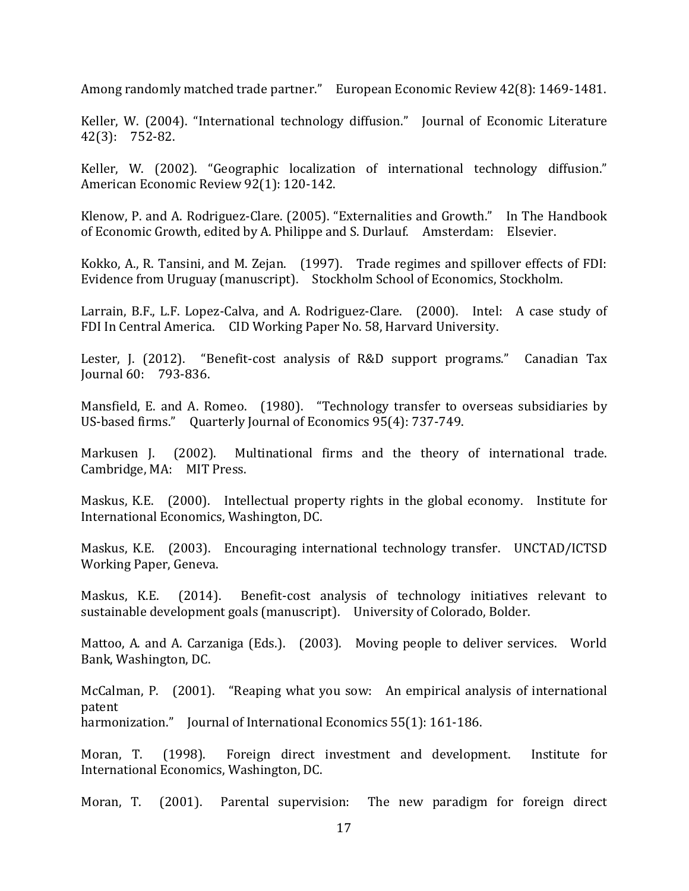Among randomly matched trade partner." European Economic Review 42(8): 1469-1481.

Keller, W. (2004). "International technology diffusion." Journal of Economic Literature 42(3): 752-82.

Keller, W. (2002). "Geographic localization of international technology diffusion." American Economic Review 92(1): 120-142.

Klenow, P. and A. Rodriguez-Clare. (2005). "Externalities and Growth." In The Handbook of Economic Growth, edited by A. Philippe and S. Durlauf. Amsterdam: Elsevier.

Kokko, A., R. Tansini, and M. Zejan. (1997). Trade regimes and spillover effects of FDI: Evidence from Uruguay (manuscript). Stockholm School of Economics, Stockholm.

Larrain, B.F., L.F. Lopez-Calva, and A. Rodriguez-Clare. (2000). Intel: A case study of FDI In Central America. CID Working Paper No. 58, Harvard University.

Lester, J. (2012). "Benefit-cost analysis of R&D support programs." Canadian Tax Journal 60: 793-836.

Mansfield, E. and A. Romeo. (1980). "Technology transfer to overseas subsidiaries by US-based firms." Quarterly Journal of Economics 95(4): 737-749.

Markusen J. (2002). Multinational firms and the theory of international trade. Cambridge, MA: MIT Press.

Maskus, K.E. (2000). Intellectual property rights in the global economy. Institute for International Economics, Washington, DC.

Maskus, K.E. (2003). Encouraging international technology transfer. UNCTAD/ICTSD Working Paper, Geneva.

Maskus, K.E. (2014). Benefit-cost analysis of technology initiatives relevant to sustainable development goals (manuscript). University of Colorado, Bolder.

Mattoo, A. and A. Carzaniga (Eds.). (2003). Moving people to deliver services. World Bank, Washington, DC.

McCalman, P. (2001). "Reaping what you sow: An empirical analysis of international patent harmonization." Journal of International Economics 55(1): 161-186.

Moran, T. (1998). Foreign direct investment and development. Institute for International Economics, Washington, DC.

Moran, T. (2001). Parental supervision: The new paradigm for foreign direct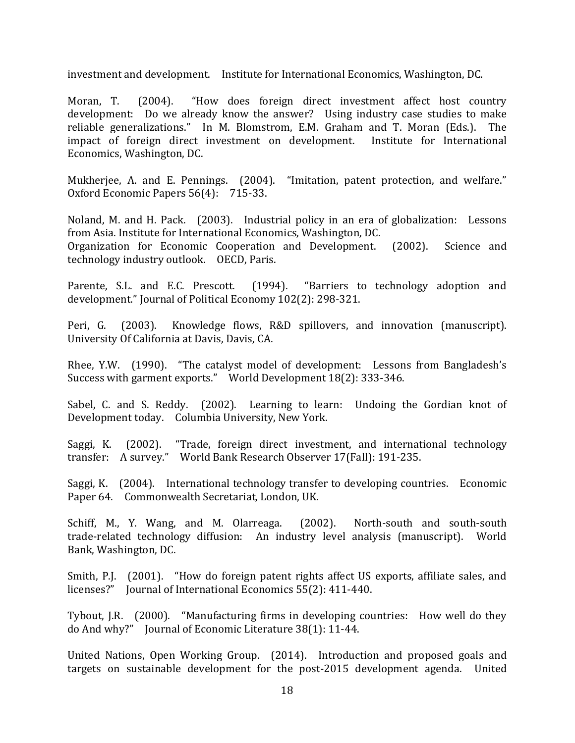investment and development. Institute for International Economics, Washington, DC.

Moran, T. (2004). "How does foreign direct investment affect host country development: Do we already know the answer? Using industry case studies to make reliable generalizations." In M. Blomstrom, E.M. Graham and T. Moran (Eds.). The impact of foreign direct investment on development. Institute for International Economics, Washington, DC.

Mukherjee, A. and E. Pennings. (2004). "Imitation, patent protection, and welfare." Oxford Economic Papers 56(4): 715-33.

Noland, M. and H. Pack. (2003). Industrial policy in an era of globalization: Lessons from Asia. Institute for International Economics, Washington, DC.
Organization for Economic Cooperation and Development. (2002). Science and technology industry outlook. OECD, Paris.

Parente, S.L. and E.C. Prescott. (1994). "Barriers to technology adoption and development." Journal of Political Economy 102(2): 298-321.

Peri, G. (2003). Knowledge flows, R&D spillovers, and innovation (manuscript). University Of California at Davis, Davis, CA.

Rhee, Y.W. (1990). "The catalyst model of development: Lessons from Bangladesh's Success with garment exports." World Development 18(2): 333-346.

Sabel, C. and S. Reddy. (2002). Learning to learn: Undoing the Gordian knot of Development today. Columbia University, New York.

Saggi, K. (2002). "Trade, foreign direct investment, and international technology transfer: A survey." World Bank Research Observer 17(Fall): 191-235.

Saggi, K. (2004). International technology transfer to developing countries. Economic Paper 64. Commonwealth Secretariat, London, UK.

Schiff, M., Y. Wang, and M. Olarreaga. (2002). North-south and south-south trade-related technology diffusion: An industry level analysis (manuscript). World Bank, Washington, DC.

Smith, P.J. (2001). "How do foreign patent rights affect US exports, affiliate sales, and licenses?" Journal of International Economics 55(2): 411-440.

Tybout, J.R. (2000). "Manufacturing firms in developing countries: How well do they do And why?" Journal of Economic Literature 38(1): 11-44.

United Nations, Open Working Group. (2014). Introduction and proposed goals and targets on sustainable development for the post-2015 development agenda. United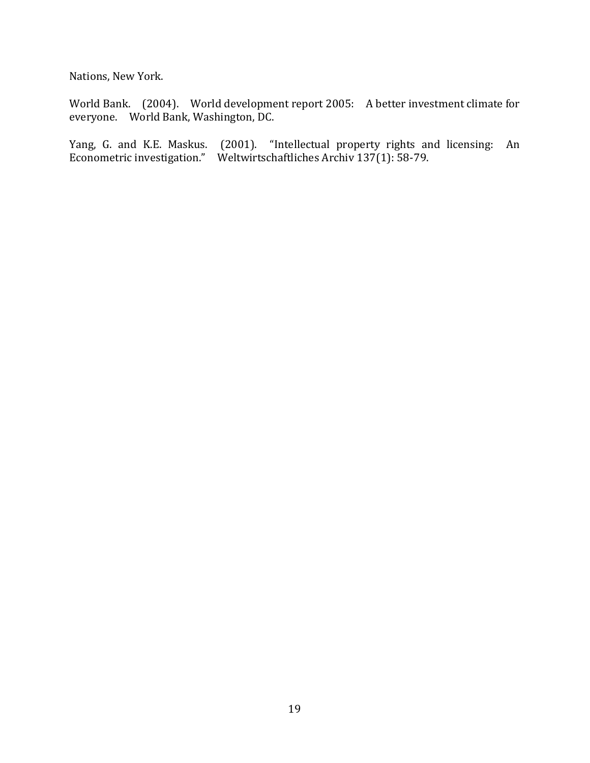Nations, New York.

World Bank. (2004). World development report 2005: A better investment climate for everyone. World Bank, Washington, DC.

Yang, G. and K.E. Maskus. (2001). "Intellectual property rights and licensing: An Econometric investigation." Weltwirtschaftliches Archiv 137(1): 58-79.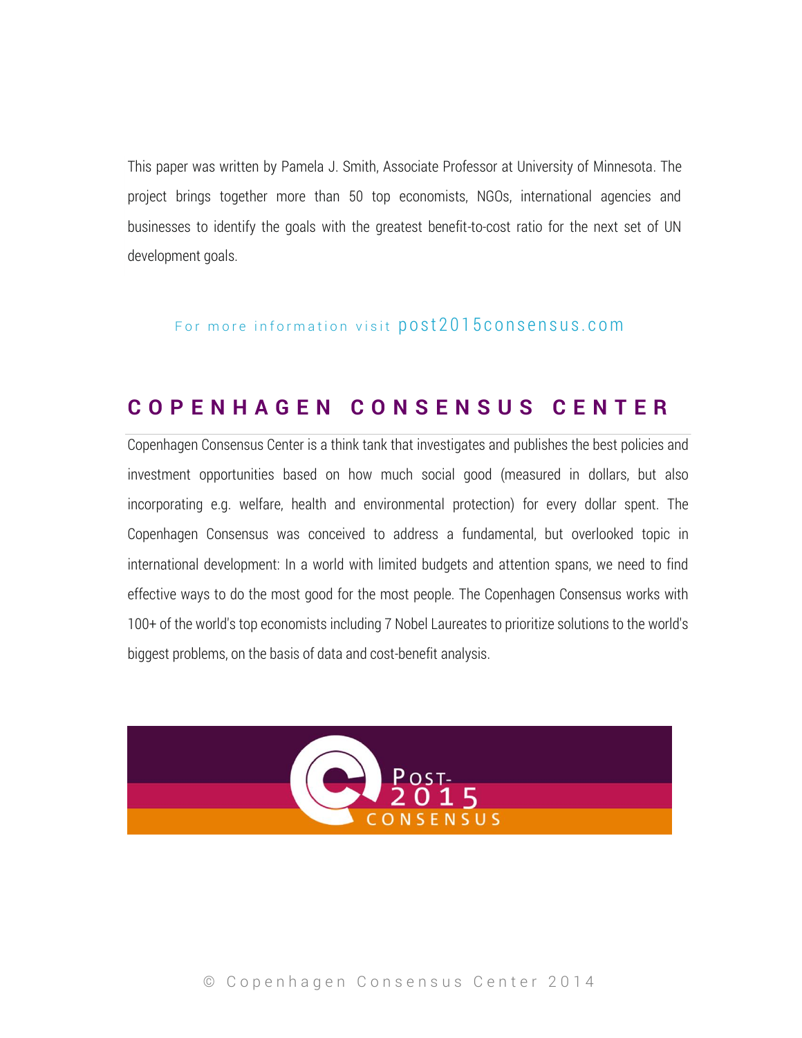This paper was written by Pamela J. Smith, Associate Professor at University of Minnesota. The project brings together more than 50 top economists, NGOs, international agencies and businesses to identify the goals with the greatest benefit-to-cost ratio for the next set of UN development goals.

For more information visit post2015consensus.com

## COPENHAGEN CONSENSUS CENTER

Copenhagen Consensus Center is a think tank that investigates and publishes the best policies and investment opportunities based on how much social good (measured in dollars, but also incorporating e.g. welfare, health and environmental protection) for every dollar spent. The Copenhagen Consensus was conceived to address a fundamental, but overlooked topic in international development: In a world with limited budgets and attention spans, we need to find effective ways to do the most good for the most people. The Copenhagen Consensus works with 100+ of the world's top economists including 7 Nobel Laureates to prioritize solutions to the world's biggest problems, on the basis of data and cost-benefit analysis.

POST-2015 CONSENSUS

© Copenhagen Consensus Center 2014